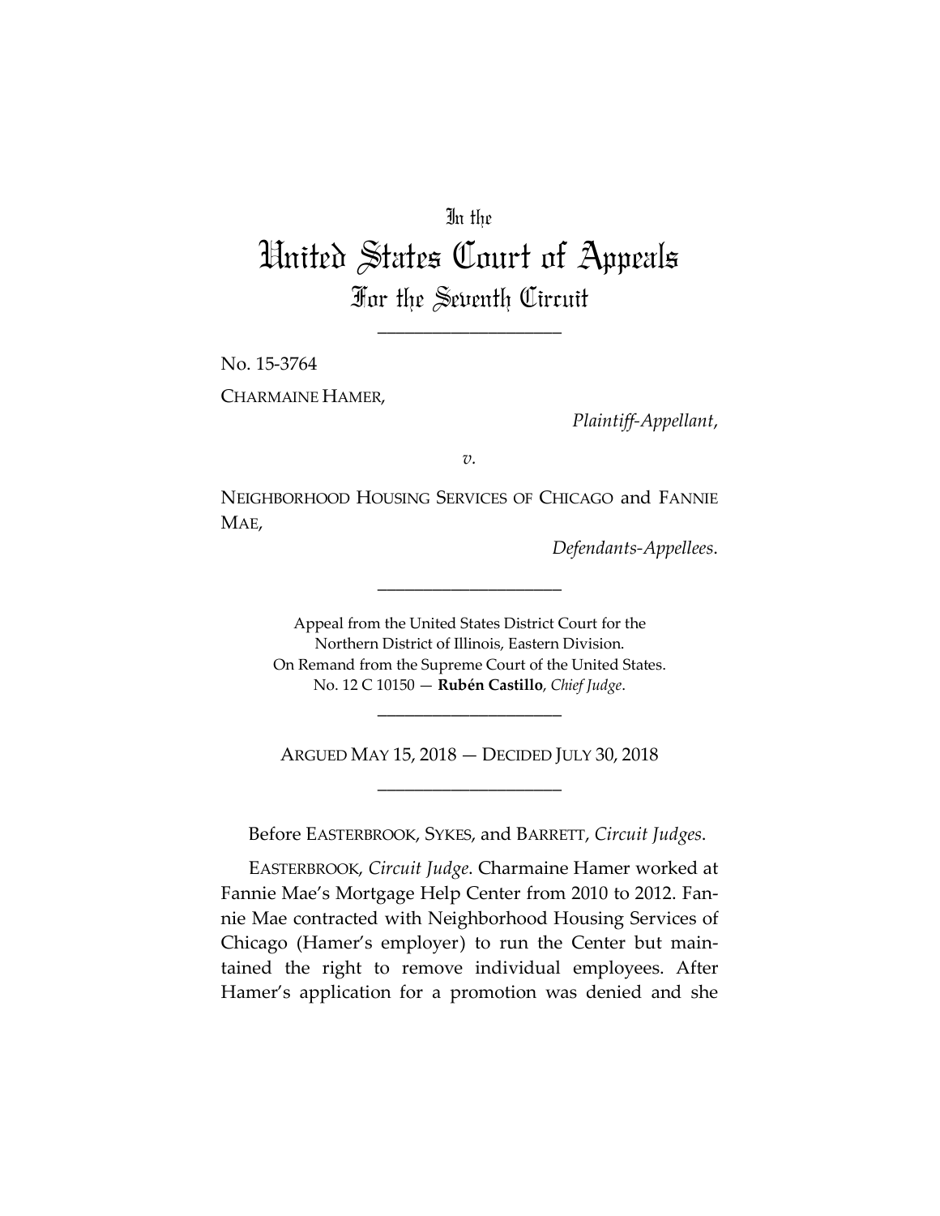In the

# United States Court of Appeals

## For the Seventh Circuit

---

No. 15-3764

CHARMAINE HAMER,

*Plaintiff-Appellant*,

*v.*

NEIGHBORHOOD HOUSING SERVICES OF CHICAGO and FANNIE MAE,

*Defendants-Appellees*.

---

Appeal from the United States District Court for the Northern District of Illinois, Eastern Division.
On Remand from the Supreme Court of the United States.
No. 12 C 10150 — **Rubén Castillo**, *Chief Judge*.

---

ARGUED MAY 15, 2018 — DECIDED JULY 30, 2018

---

Before EASTERBROOK, SYKES, and BARRETT, *Circuit Judges*.

EASTERBROOK, *Circuit Judge*. Charmaine Hamer worked at Fannie Mae's Mortgage Help Center from 2010 to 2012. Fannie Mae contracted with Neighborhood Housing Services of Chicago (Hamer's employer) to run the Center but maintained the right to remove individual employees. After Hamer's application for a promotion was denied and she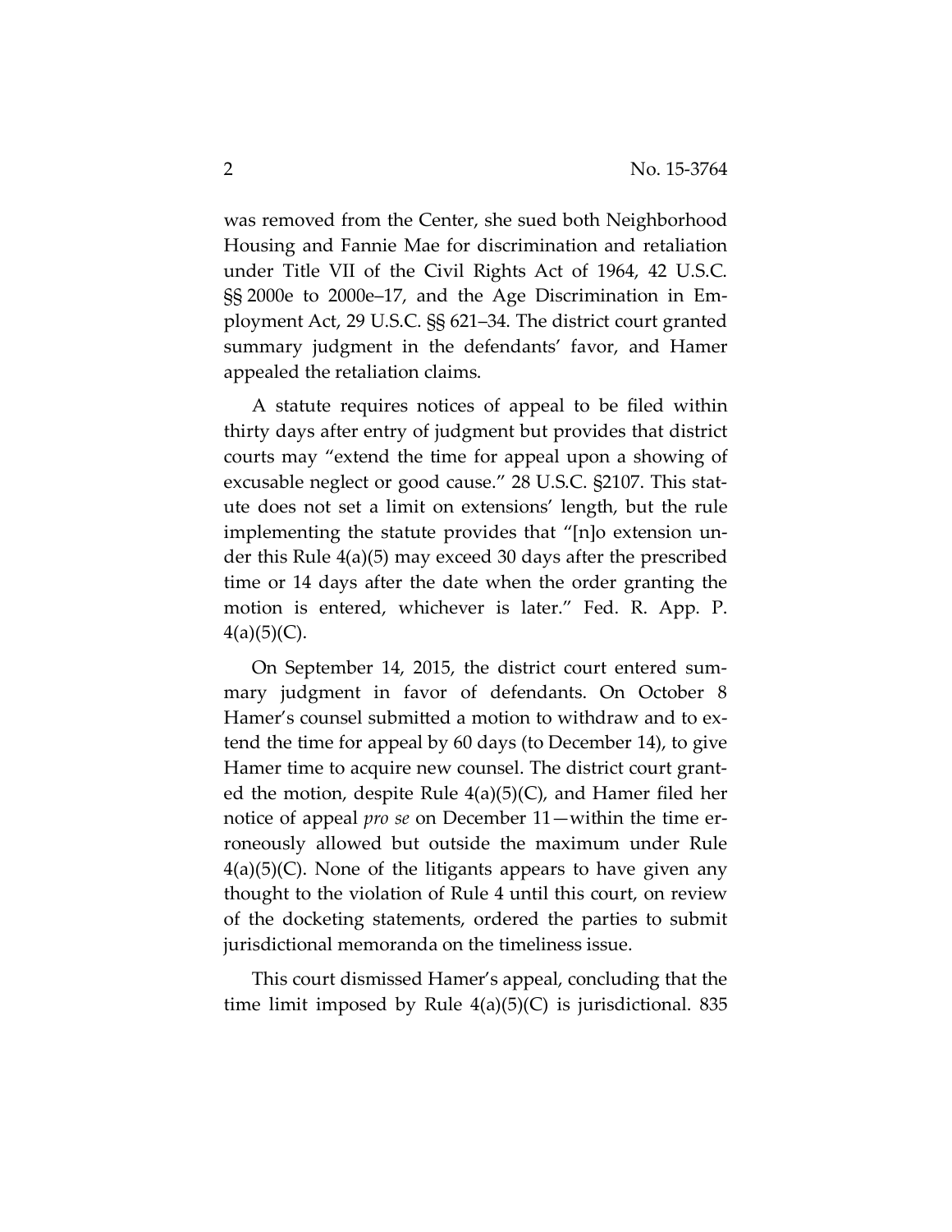was removed from the Center, she sued both Neighborhood Housing and Fannie Mae for discrimination and retaliation under Title VII of the Civil Rights Act of 1964, 42 U.S.C. §§ 2000e to 2000e–17, and the Age Discrimination in Employment Act, 29 U.S.C. §§ 621–34. The district court granted summary judgment in the defendants' favor, and Hamer appealed the retaliation claims.

A statute requires notices of appeal to be filed within thirty days after entry of judgment but provides that district courts may "extend the time for appeal upon a showing of excusable neglect or good cause." 28 U.S.C. §2107. This statute does not set a limit on extensions' length, but the rule implementing the statute provides that "[n]o extension under this Rule 4(a)(5) may exceed 30 days after the prescribed time or 14 days after the date when the order granting the motion is entered, whichever is later." Fed. R. App. P. 4(a)(5)(C).

On September 14, 2015, the district court entered summary judgment in favor of defendants. On October 8 Hamer's counsel submitted a motion to withdraw and to extend the time for appeal by 60 days (to December 14), to give Hamer time to acquire new counsel. The district court granted the motion, despite Rule 4(a)(5)(C), and Hamer filed her notice of appeal *pro se* on December 11—within the time erroneously allowed but outside the maximum under Rule 4(a)(5)(C). None of the litigants appears to have given any thought to the violation of Rule 4 until this court, on review of the docketing statements, ordered the parties to submit jurisdictional memoranda on the timeliness issue.

This court dismissed Hamer's appeal, concluding that the time limit imposed by Rule 4(a)(5)(C) is jurisdictional. 835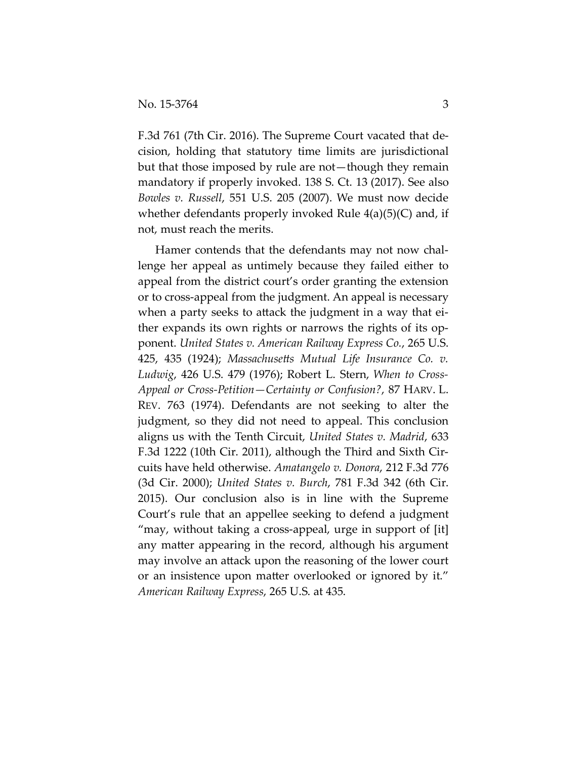F.3d 761 (7th Cir. 2016). The Supreme Court vacated that decision, holding that statutory time limits are jurisdictional but that those imposed by rule are not—though they remain mandatory if properly invoked. 138 S. Ct. 13 (2017). See also *Bowles v. Russell*, 551 U.S. 205 (2007). We must now decide whether defendants properly invoked Rule 4(a)(5)(C) and, if not, must reach the merits.

Hamer contends that the defendants may not now challenge her appeal as untimely because they failed either to appeal from the district court's order granting the extension or to cross-appeal from the judgment. An appeal is necessary when a party seeks to attack the judgment in a way that either expands its own rights or narrows the rights of its opponent. *United States v. American Railway Express Co.*, 265 U.S. 425, 435 (1924); *Massachusetts Mutual Life Insurance Co. v. Ludwig*, 426 U.S. 479 (1976); Robert L. Stern, *When to Cross-Appeal or Cross-Petition—Certainty or Confusion?*, 87 HARV. L. REV. 763 (1974). Defendants are not seeking to alter the judgment, so they did not need to appeal. This conclusion aligns us with the Tenth Circuit, *United States v. Madrid*, 633 F.3d 1222 (10th Cir. 2011), although the Third and Sixth Circuits have held otherwise. *Amatangelo v. Donora*, 212 F.3d 776 (3d Cir. 2000); *United States v. Burch*, 781 F.3d 342 (6th Cir. 2015). Our conclusion also is in line with the Supreme Court's rule that an appellee seeking to defend a judgment "may, without taking a cross-appeal, urge in support of [it] any matter appearing in the record, although his argument may involve an attack upon the reasoning of the lower court or an insistence upon matter overlooked or ignored by it." *American Railway Express*, 265 U.S. at 435.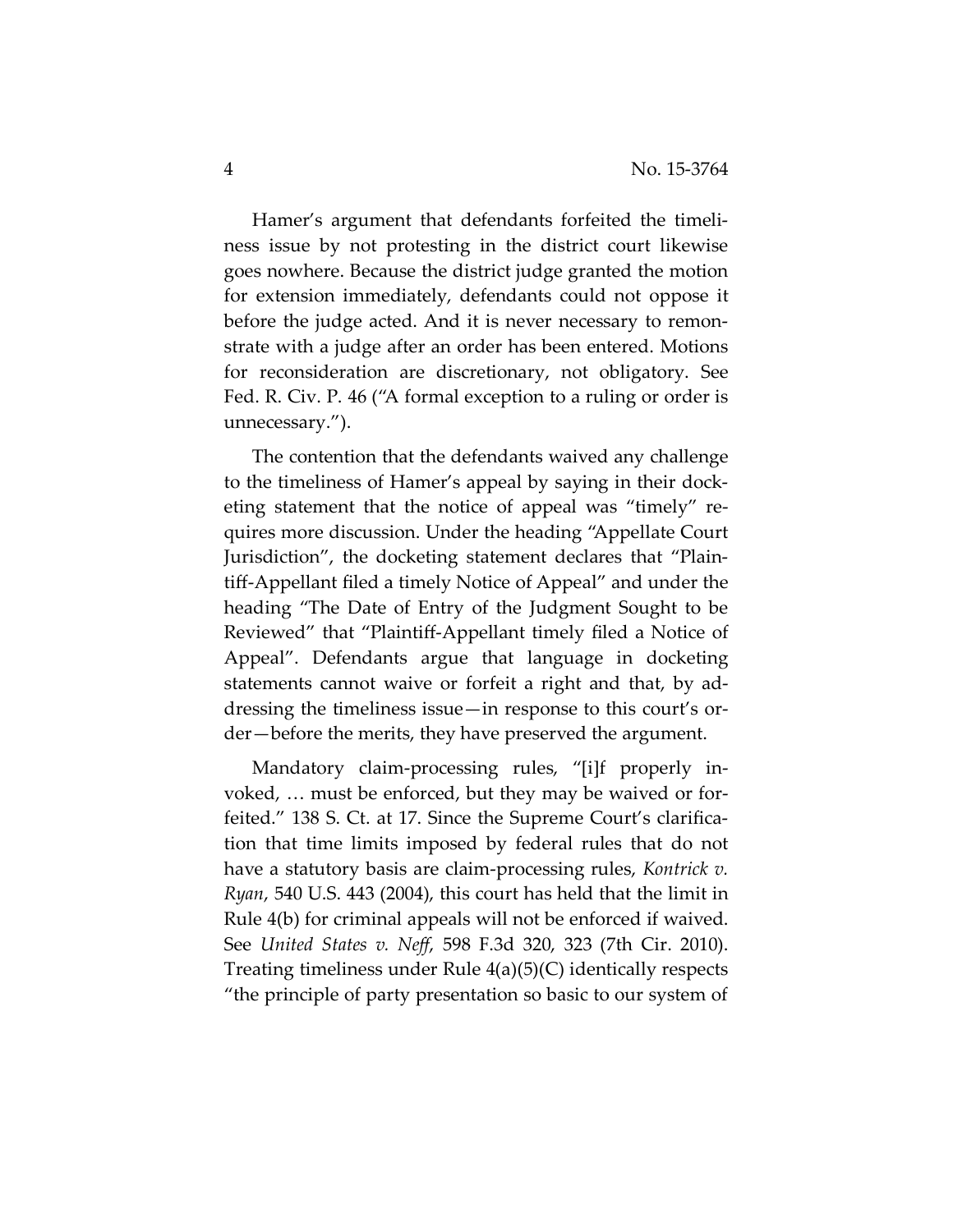Hamer's argument that defendants forfeited the timeliness issue by not protesting in the district court likewise goes nowhere. Because the district judge granted the motion for extension immediately, defendants could not oppose it before the judge acted. And it is never necessary to remonstrate with a judge after an order has been entered. Motions for reconsideration are discretionary, not obligatory. See Fed. R. Civ. P. 46 ("A formal exception to a ruling or order is unnecessary.").

The contention that the defendants waived any challenge to the timeliness of Hamer's appeal by saying in their docketing statement that the notice of appeal was "timely" requires more discussion. Under the heading "Appellate Court Jurisdiction", the docketing statement declares that "Plaintiff-Appellant filed a timely Notice of Appeal" and under the heading "The Date of Entry of the Judgment Sought to be Reviewed" that "Plaintiff-Appellant timely filed a Notice of Appeal". Defendants argue that language in docketing statements cannot waive or forfeit a right and that, by addressing the timeliness issue—in response to this court's order—before the merits, they have preserved the argument.

Mandatory claim-processing rules, "[i]f properly invoked, … must be enforced, but they may be waived or forfeited." 138 S. Ct. at 17. Since the Supreme Court's clarification that time limits imposed by federal rules that do not have a statutory basis are claim-processing rules, *Kontrick v. Ryan*, 540 U.S. 443 (2004), this court has held that the limit in Rule 4(b) for criminal appeals will not be enforced if waived. See *United States v. Neff*, 598 F.3d 320, 323 (7th Cir. 2010). Treating timeliness under Rule 4(a)(5)(C) identically respects "the principle of party presentation so basic to our system of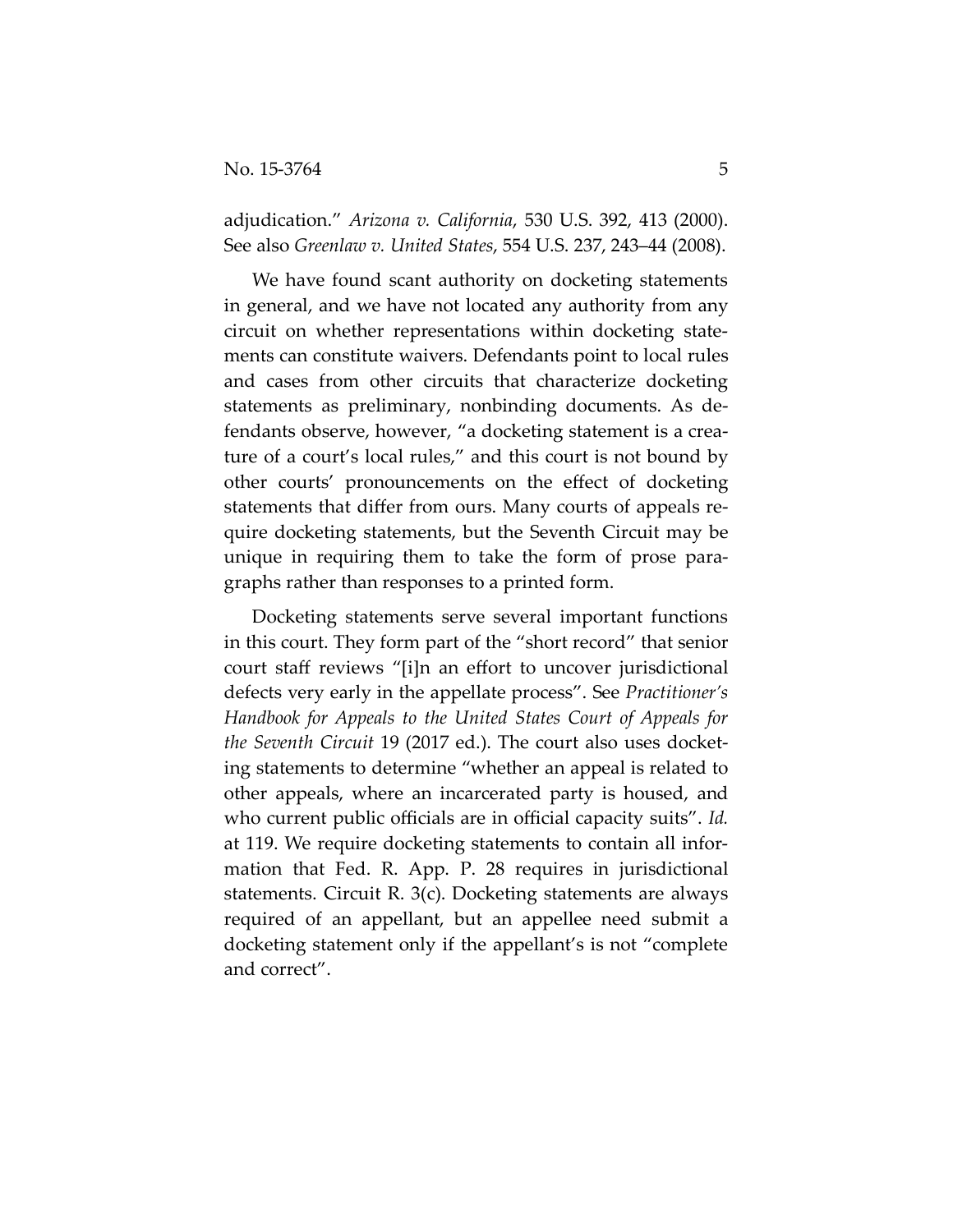adjudication." *Arizona v. California*, 530 U.S. 392, 413 (2000). See also *Greenlaw v. United States*, 554 U.S. 237, 243–44 (2008).

We have found scant authority on docketing statements in general, and we have not located any authority from any circuit on whether representations within docketing statements can constitute waivers. Defendants point to local rules and cases from other circuits that characterize docketing statements as preliminary, nonbinding documents. As defendants observe, however, "a docketing statement is a creature of a court's local rules," and this court is not bound by other courts' pronouncements on the effect of docketing statements that differ from ours. Many courts of appeals require docketing statements, but the Seventh Circuit may be unique in requiring them to take the form of prose paragraphs rather than responses to a printed form.

Docketing statements serve several important functions in this court. They form part of the "short record" that senior court staff reviews "[i]n an effort to uncover jurisdictional defects very early in the appellate process". See *Practitioner's Handbook for Appeals to the United States Court of Appeals for the Seventh Circuit* 19 (2017 ed.). The court also uses docketing statements to determine "whether an appeal is related to other appeals, where an incarcerated party is housed, and who current public officials are in official capacity suits". *Id.* at 119. We require docketing statements to contain all information that Fed. R. App. P. 28 requires in jurisdictional statements. Circuit R. 3(c). Docketing statements are always required of an appellant, but an appellee need submit a docketing statement only if the appellant's is not "complete and correct".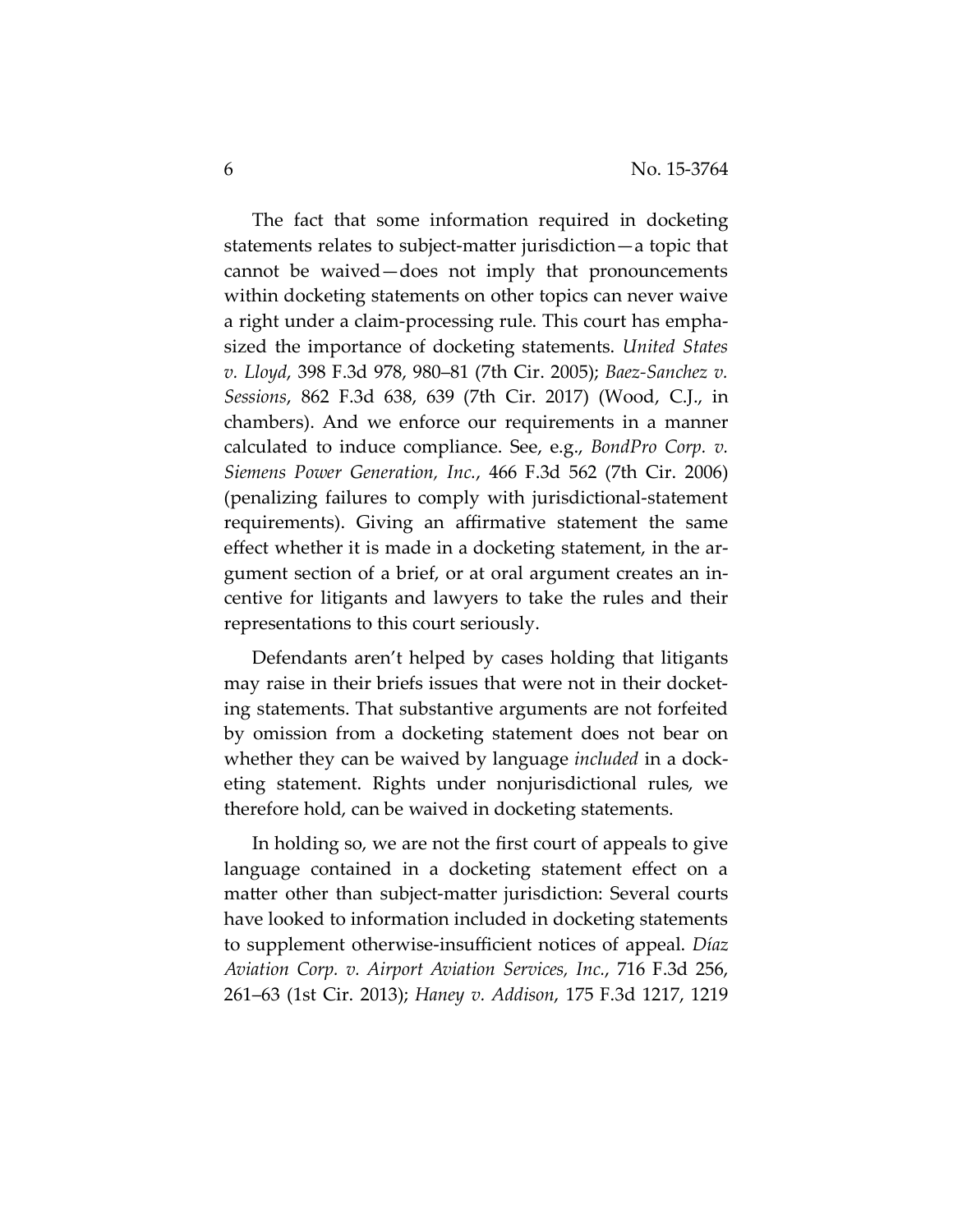The fact that some information required in docketing statements relates to subject-matter jurisdiction—a topic that cannot be waived—does not imply that pronouncements within docketing statements on other topics can never waive a right under a claim-processing rule. This court has emphasized the importance of docketing statements. *United States v. Lloyd*, 398 F.3d 978, 980–81 (7th Cir. 2005); *Baez-Sanchez v. Sessions*, 862 F.3d 638, 639 (7th Cir. 2017) (Wood, C.J., in chambers). And we enforce our requirements in a manner calculated to induce compliance. See, e.g., *BondPro Corp. v. Siemens Power Generation, Inc.*, 466 F.3d 562 (7th Cir. 2006) (penalizing failures to comply with jurisdictional-statement requirements). Giving an affirmative statement the same effect whether it is made in a docketing statement, in the argument section of a brief, or at oral argument creates an incentive for litigants and lawyers to take the rules and their representations to this court seriously.

Defendants aren't helped by cases holding that litigants may raise in their briefs issues that were not in their docketing statements. That substantive arguments are not forfeited by omission from a docketing statement does not bear on whether they can be waived by language *included* in a docketing statement. Rights under nonjurisdictional rules, we therefore hold, can be waived in docketing statements.

In holding so, we are not the first court of appeals to give language contained in a docketing statement effect on a matter other than subject-matter jurisdiction: Several courts have looked to information included in docketing statements to supplement otherwise-insufficient notices of appeal. *Díaz Aviation Corp. v. Airport Aviation Services, Inc.*, 716 F.3d 256, 261–63 (1st Cir. 2013); *Haney v. Addison*, 175 F.3d 1217, 1219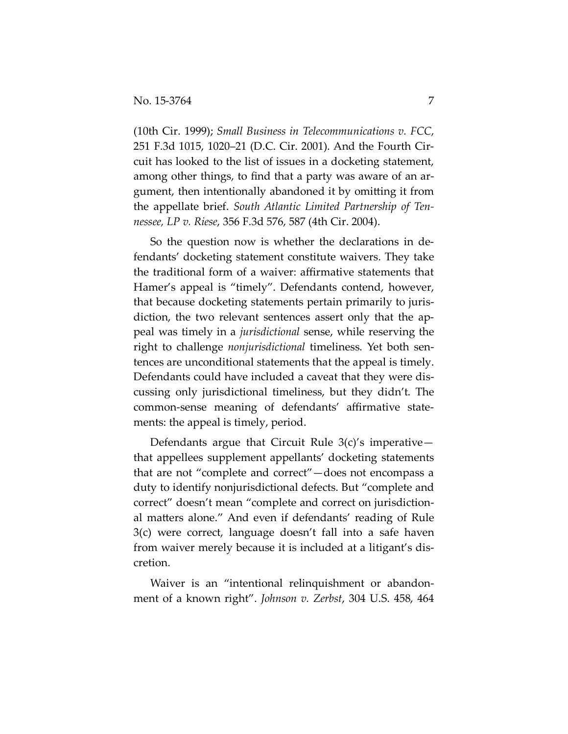(10th Cir. 1999); *Small Business in Telecommunications v. FCC*, 251 F.3d 1015, 1020–21 (D.C. Cir. 2001). And the Fourth Circuit has looked to the list of issues in a docketing statement, among other things, to find that a party was aware of an argument, then intentionally abandoned it by omitting it from the appellate brief. *South Atlantic Limited Partnership of Tennessee, LP v. Riese*, 356 F.3d 576, 587 (4th Cir. 2004).

So the question now is whether the declarations in defendants' docketing statement constitute waivers. They take the traditional form of a waiver: affirmative statements that Hamer's appeal is "timely". Defendants contend, however, that because docketing statements pertain primarily to jurisdiction, the two relevant sentences assert only that the appeal was timely in a *jurisdictional* sense, while reserving the right to challenge *nonjurisdictional* timeliness. Yet both sentences are unconditional statements that the appeal is timely. Defendants could have included a caveat that they were discussing only jurisdictional timeliness, but they didn't. The common-sense meaning of defendants' affirmative statements: the appeal is timely, period.

Defendants argue that Circuit Rule 3(c)'s imperative—that appellees supplement appellants' docketing statements that are not "complete and correct"—does not encompass a duty to identify nonjurisdictional defects. But "complete and correct" doesn't mean "complete and correct on jurisdictional matters alone." And even if defendants' reading of Rule 3(c) were correct, language doesn't fall into a safe haven from waiver merely because it is included at a litigant's discretion.

Waiver is an "intentional relinquishment or abandonment of a known right". *Johnson v. Zerbst*, 304 U.S. 458, 464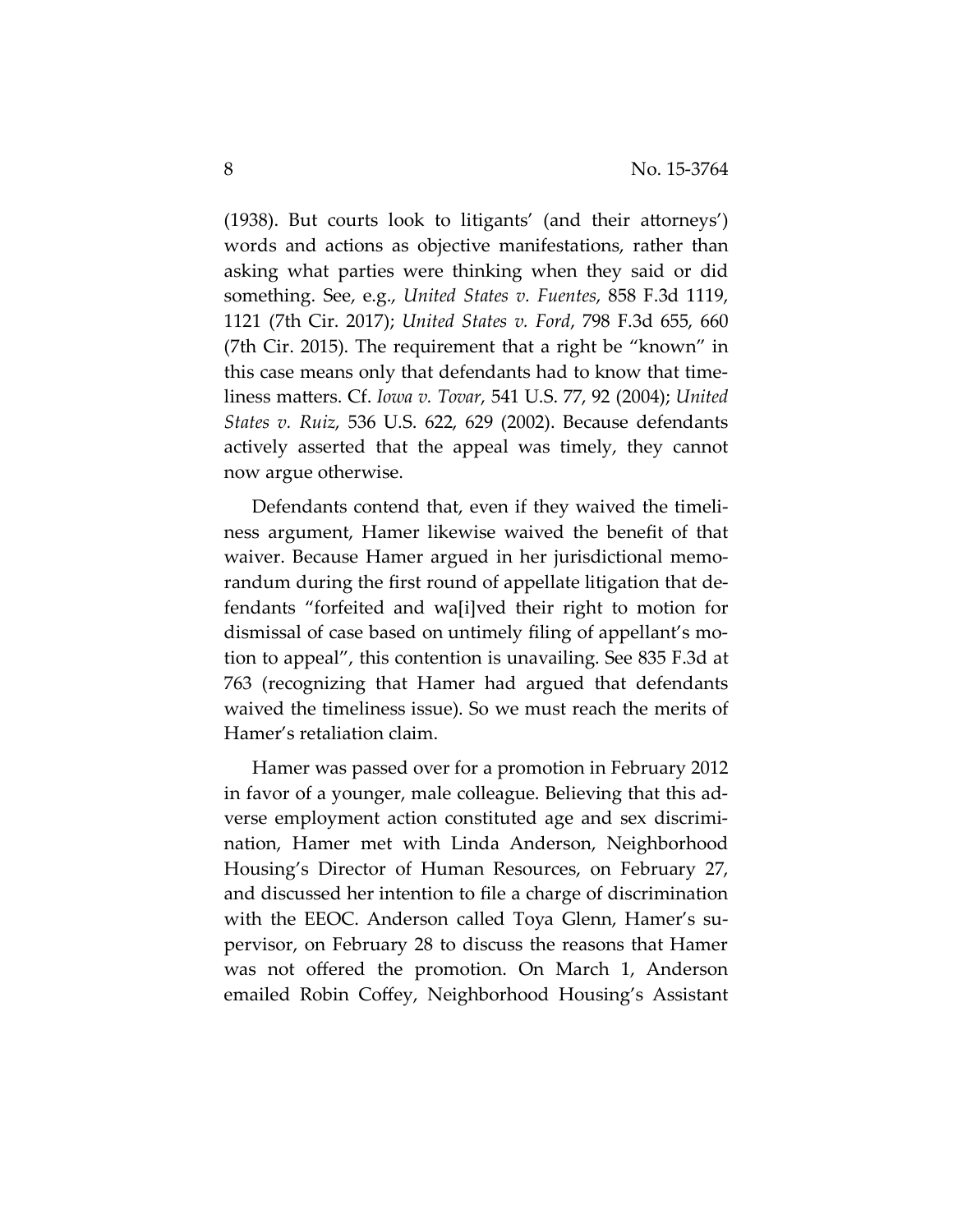(1938). But courts look to litigants' (and their attorneys') words and actions as objective manifestations, rather than asking what parties were thinking when they said or did something. See, e.g., *United States v. Fuentes*, 858 F.3d 1119, 1121 (7th Cir. 2017); *United States v. Ford*, 798 F.3d 655, 660 (7th Cir. 2015). The requirement that a right be "known" in this case means only that defendants had to know that timeliness matters. Cf. *Iowa v. Tovar*, 541 U.S. 77, 92 (2004); *United States v. Ruiz*, 536 U.S. 622, 629 (2002). Because defendants actively asserted that the appeal was timely, they cannot now argue otherwise.

Defendants contend that, even if they waived the timeliness argument, Hamer likewise waived the benefit of that waiver. Because Hamer argued in her jurisdictional memorandum during the first round of appellate litigation that defendants "forfeited and wa[i]ved their right to motion for dismissal of case based on untimely filing of appellant's motion to appeal", this contention is unavailing. See 835 F.3d at 763 (recognizing that Hamer had argued that defendants waived the timeliness issue). So we must reach the merits of Hamer's retaliation claim.

Hamer was passed over for a promotion in February 2012 in favor of a younger, male colleague. Believing that this adverse employment action constituted age and sex discrimination, Hamer met with Linda Anderson, Neighborhood Housing's Director of Human Resources, on February 27, and discussed her intention to file a charge of discrimination with the EEOC. Anderson called Toya Glenn, Hamer's supervisor, on February 28 to discuss the reasons that Hamer was not offered the promotion. On March 1, Anderson emailed Robin Coffey, Neighborhood Housing's Assistant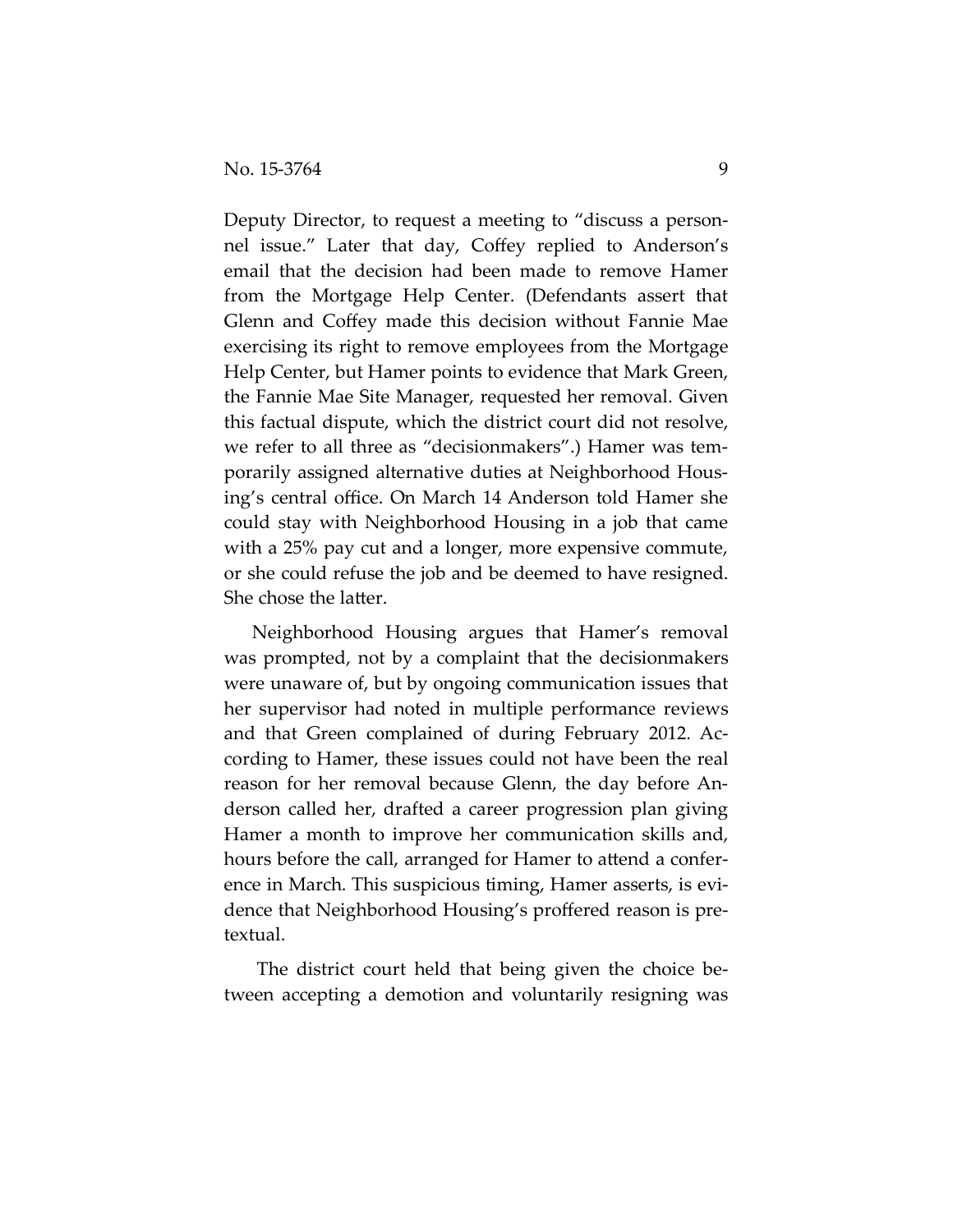Deputy Director, to request a meeting to "discuss a personnel issue." Later that day, Coffey replied to Anderson's email that the decision had been made to remove Hamer from the Mortgage Help Center. (Defendants assert that Glenn and Coffey made this decision without Fannie Mae exercising its right to remove employees from the Mortgage Help Center, but Hamer points to evidence that Mark Green, the Fannie Mae Site Manager, requested her removal. Given this factual dispute, which the district court did not resolve, we refer to all three as "decisionmakers".) Hamer was temporarily assigned alternative duties at Neighborhood Housing's central office. On March 14 Anderson told Hamer she could stay with Neighborhood Housing in a job that came with a 25% pay cut and a longer, more expensive commute, or she could refuse the job and be deemed to have resigned. She chose the latter.

Neighborhood Housing argues that Hamer's removal was prompted, not by a complaint that the decisionmakers were unaware of, but by ongoing communication issues that her supervisor had noted in multiple performance reviews and that Green complained of during February 2012. According to Hamer, these issues could not have been the real reason for her removal because Glenn, the day before Anderson called her, drafted a career progression plan giving Hamer a month to improve her communication skills and, hours before the call, arranged for Hamer to attend a conference in March. This suspicious timing, Hamer asserts, is evidence that Neighborhood Housing's proffered reason is pretextual.

The district court held that being given the choice between accepting a demotion and voluntarily resigning was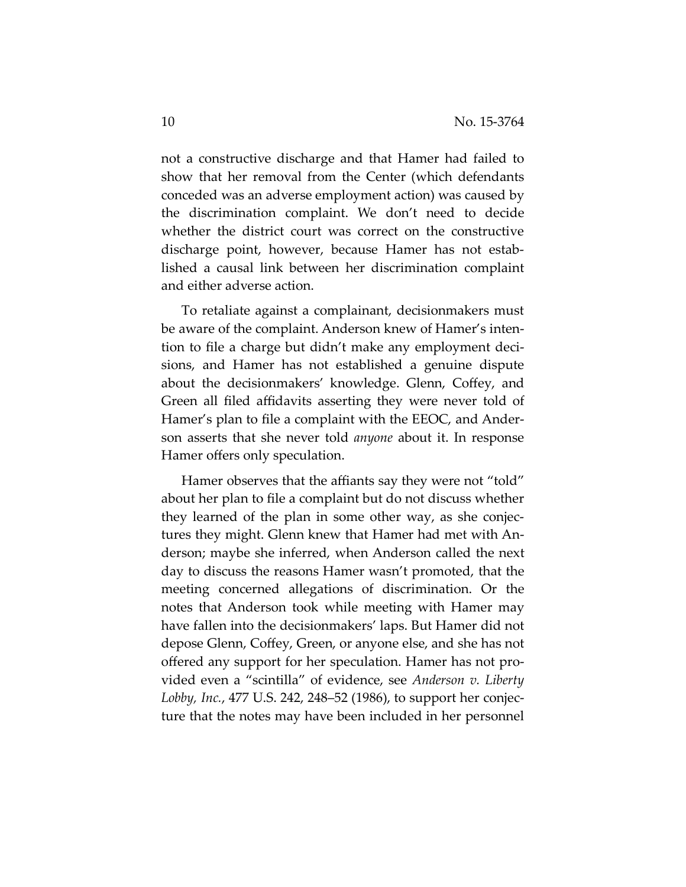not a constructive discharge and that Hamer had failed to show that her removal from the Center (which defendants conceded was an adverse employment action) was caused by the discrimination complaint. We don't need to decide whether the district court was correct on the constructive discharge point, however, because Hamer has not established a causal link between her discrimination complaint and either adverse action.

To retaliate against a complainant, decisionmakers must be aware of the complaint. Anderson knew of Hamer's intention to file a charge but didn't make any employment decisions, and Hamer has not established a genuine dispute about the decisionmakers' knowledge. Glenn, Coffey, and Green all filed affidavits asserting they were never told of Hamer's plan to file a complaint with the EEOC, and Anderson asserts that she never told *anyone* about it. In response Hamer offers only speculation.

Hamer observes that the affiants say they were not "told" about her plan to file a complaint but do not discuss whether they learned of the plan in some other way, as she conjectures they might. Glenn knew that Hamer had met with Anderson; maybe she inferred, when Anderson called the next day to discuss the reasons Hamer wasn't promoted, that the meeting concerned allegations of discrimination. Or the notes that Anderson took while meeting with Hamer may have fallen into the decisionmakers' laps. But Hamer did not depose Glenn, Coffey, Green, or anyone else, and she has not offered any support for her speculation. Hamer has not provided even a "scintilla" of evidence, see *Anderson v. Liberty Lobby, Inc.*, 477 U.S. 242, 248–52 (1986), to support her conjecture that the notes may have been included in her personnel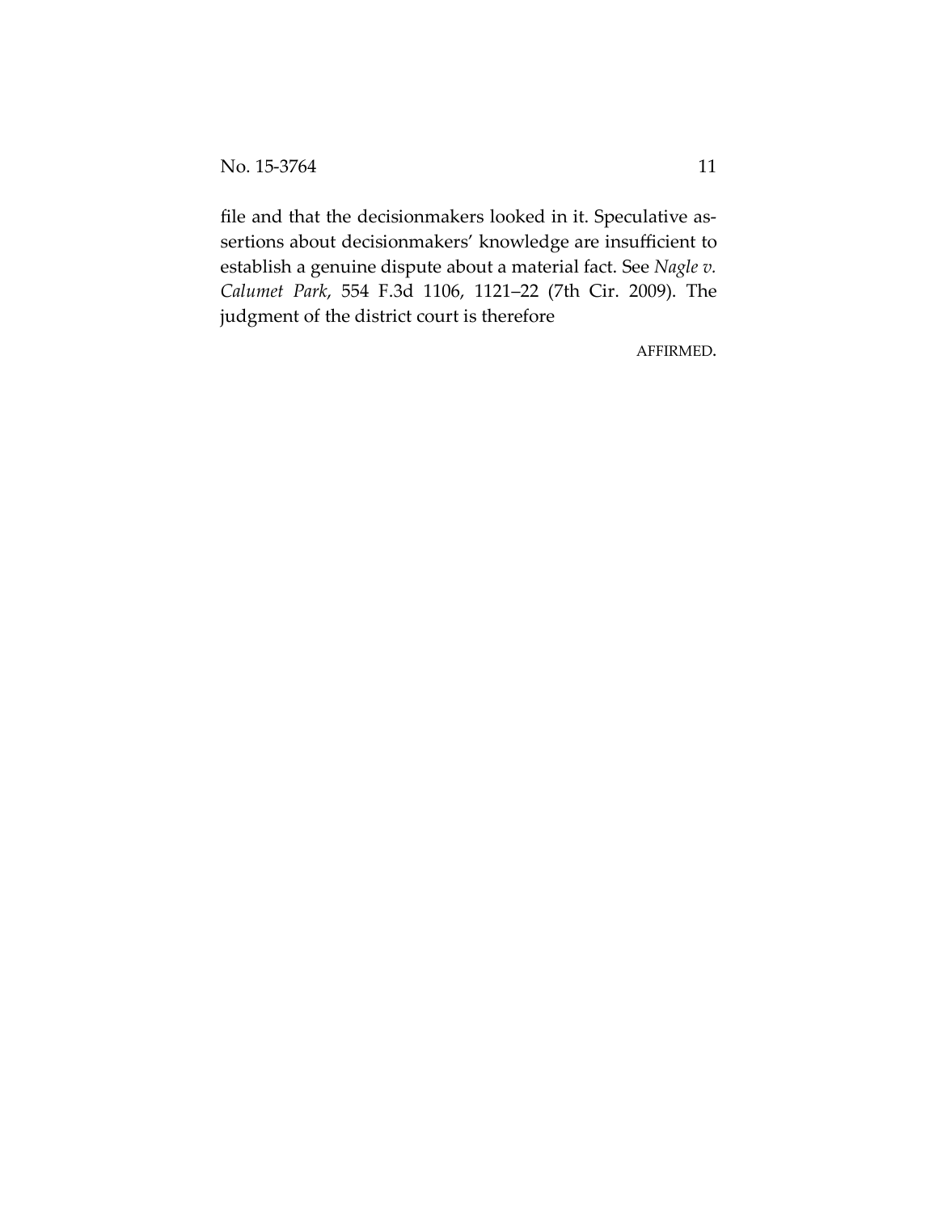file and that the decisionmakers looked in it. Speculative assertions about decisionmakers' knowledge are insufficient to establish a genuine dispute about a material fact. See *Nagle v. Calumet Park*, 554 F.3d 1106, 1121–22 (7th Cir. 2009). The judgment of the district court is therefore

AFFIRMED.